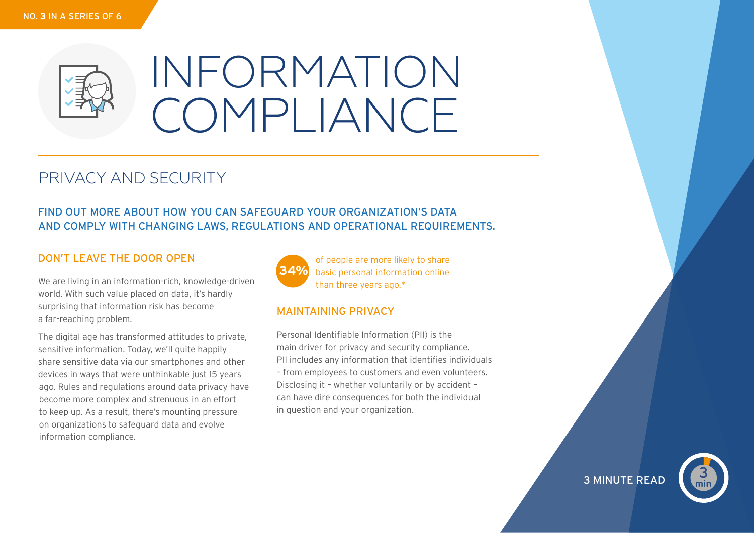NO. 3 IN A SERIES OF 6

# INFORMATION COMPLIANCE

## PRIVACY AND SECURITY

FIND OUT MORE ABOUT HOW YOU CAN SAFEGUARD YOUR ORGANIZATION'S DATA AND COMPLY WITH CHANGING LAWS, REGULATIONS AND OPERATIONAL REQUIREMENTS.

### DON'T LEAVE THE DOOR OPEN

We are living in an information-rich, knowledge-driven world. With such value placed on data, it's hardly surprising that information risk has become a far-reaching problem.

The digital age has transformed attitudes to private, sensitive information. Today, we'll quite happily share sensitive data via our smartphones and other devices in ways that were unthinkable just 15 years ago. Rules and regulations around data privacy have become more complex and strenuous in an effort to keep up. As a result, there's mounting pressure on organizations to safeguard data and evolve information compliance.

**34%** of people are more likely to share basic personal information online than three years ago.*

### MAINTAINING PRIVACY

Personal Identifiable Information (PII) is the main driver for privacy and security compliance. PII includes any information that identifies individuals – from employees to customers and even volunteers. Disclosing it – whether voluntarily or by accident – can have dire consequences for both the individual in question and your organization.

3 MINUTE READ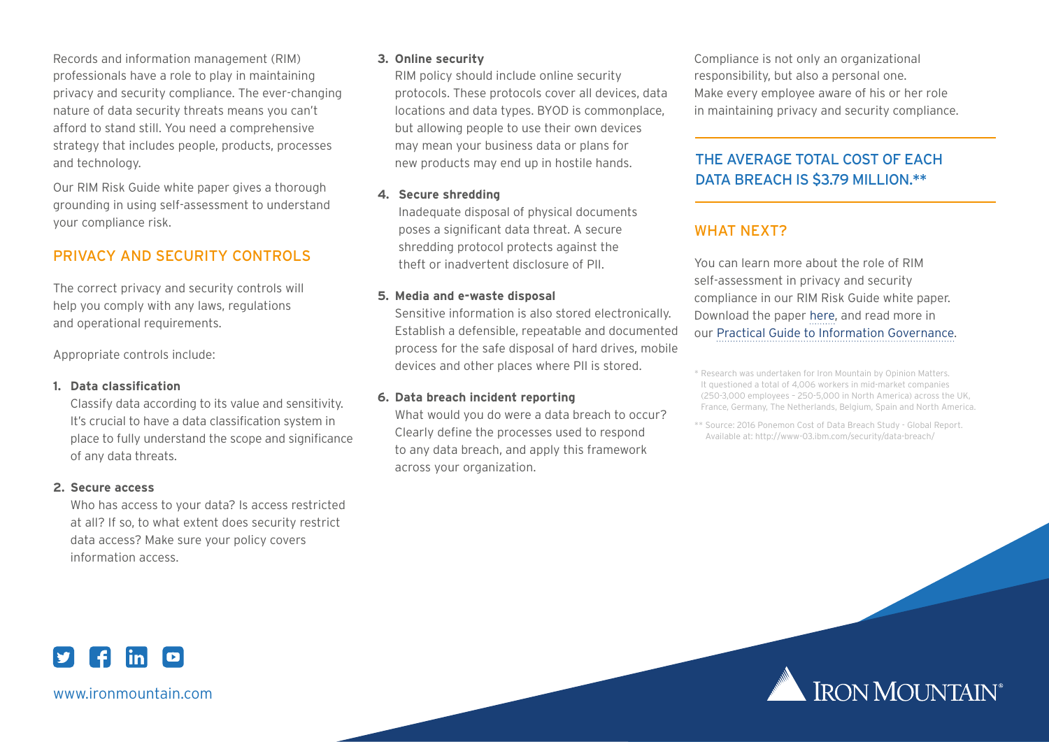Records and information management (RIM) professionals have a role to play in maintaining privacy and security compliance. The ever-changing nature of data security threats means you can't afford to stand still. You need a comprehensive strategy that includes people, products, processes and technology.

Our RIM Risk Guide white paper gives a thorough grounding in using self-assessment to understand your compliance risk.

## PRIVACY AND SECURITY CONTROLS

The correct privacy and security controls will help you comply with any laws, regulations and operational requirements.

Appropriate controls include:

1. **Data classification**
   Classify data according to its value and sensitivity. It's crucial to have a data classification system in place to fully understand the scope and significance of any data threats.

2. **Secure access**
   Who has access to your data? Is access restricted at all? If so, to what extent does security restrict data access? Make sure your policy covers information access.

3. **Online security**
   RIM policy should include online security protocols. These protocols cover all devices, data locations and data types. BYOD is commonplace, but allowing people to use their own devices may mean your business data or plans for new products may end up in hostile hands.

4. **Secure shredding**
   Inadequate disposal of physical documents poses a significant data threat. A secure shredding protocol protects against the theft or inadvertent disclosure of PII.

5. **Media and e-waste disposal**
   Sensitive information is also stored electronically. Establish a defensible, repeatable and documented process for the safe disposal of hard drives, mobile devices and other places where PII is stored.

6. **Data breach incident reporting**
   What would you do were a data breach to occur? Clearly define the processes used to respond to any data breach, and apply this framework across your organization.

Compliance is not only an organizational responsibility, but also a personal one. Make every employee aware of his or her role in maintaining privacy and security compliance.

## THE AVERAGE TOTAL COST OF EACH DATA BREACH IS $3.79 MILLION.**

## WHAT NEXT?

You can learn more about the role of RIM self-assessment in privacy and security compliance in our RIM Risk Guide white paper. Download the paper here, and read more in our Practical Guide to Information Governance.

\* Research was undertaken for Iron Mountain by Opinion Matters. It questioned a total of 4,006 workers in mid-market companies (250-3,000 employees – 250-5,000 in North America) across the UK, France, Germany, The Netherlands, Belgium, Spain and North America.

** Source: 2016 Ponemon Cost of Data Breach Study - Global Report. Available at: http://www-03.ibm.com/security/data-breach/

www.ironmountain.com

IRON MOUNTAIN®